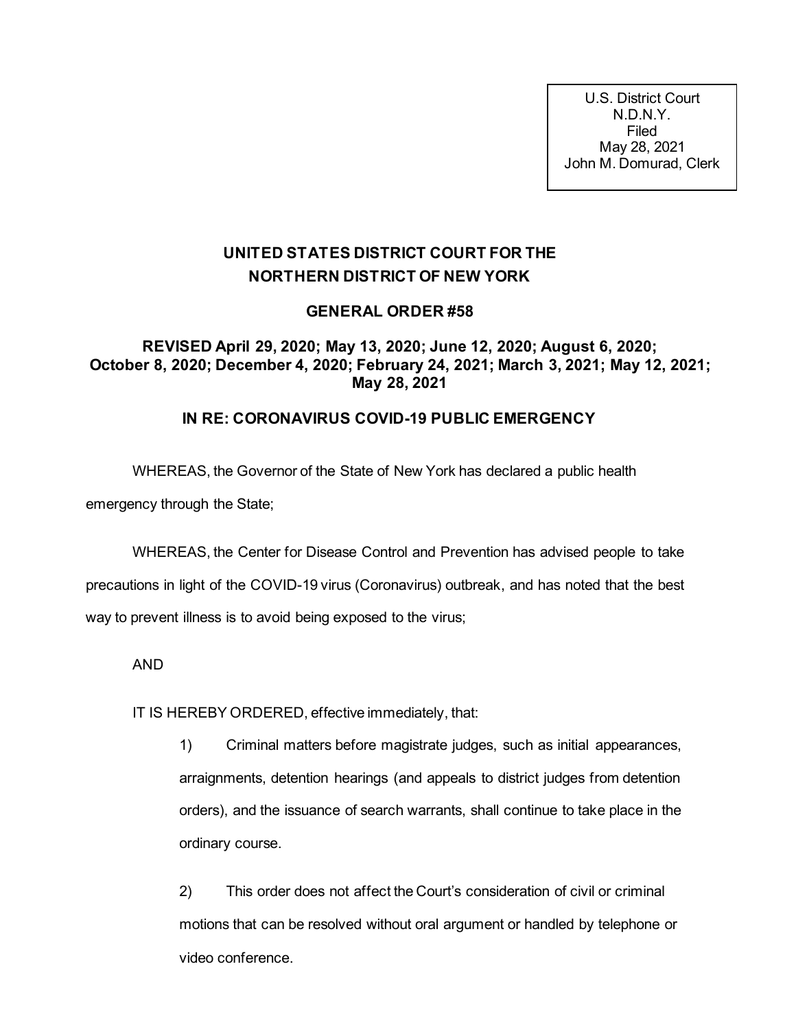U.S. District Court
N.D.N.Y.
Filed
May 28, 2021
John M. Domurad, Clerk

# UNITED STATES DISTRICT COURT FOR THE NORTHERN DISTRICT OF NEW YORK

## GENERAL ORDER #58

### REVISED April 29, 2020; May 13, 2020; June 12, 2020; August 6, 2020; October 8, 2020; December 4, 2020; February 24, 2021; March 3, 2021; May 12, 2021; May 28, 2021

### IN RE: CORONAVIRUS COVID-19 PUBLIC EMERGENCY

WHEREAS, the Governor of the State of New York has declared a public health emergency through the State;

WHEREAS, the Center for Disease Control and Prevention has advised people to take precautions in light of the COVID-19 virus (Coronavirus) outbreak, and has noted that the best way to prevent illness is to avoid being exposed to the virus;

AND

IT IS HEREBY ORDERED, effective immediately, that:

1) Criminal matters before magistrate judges, such as initial appearances, arraignments, detention hearings (and appeals to district judges from detention orders), and the issuance of search warrants, shall continue to take place in the ordinary course.

2) This order does not affect the Court's consideration of civil or criminal motions that can be resolved without oral argument or handled by telephone or video conference.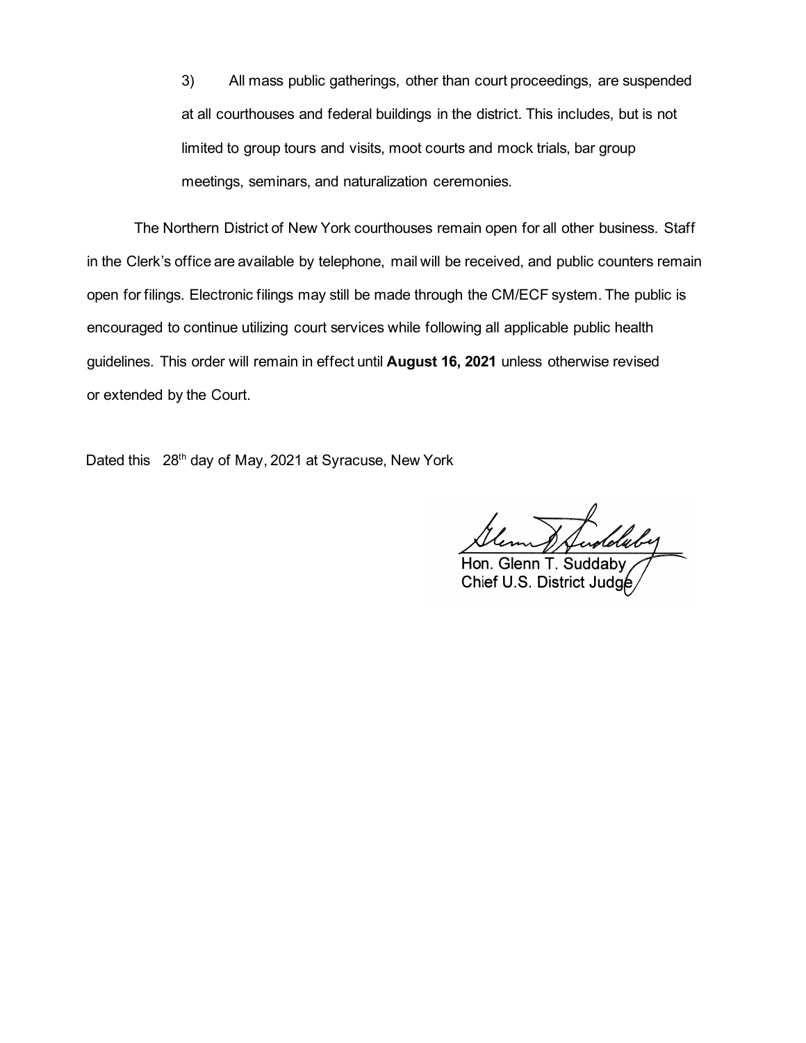3) All mass public gatherings, other than court proceedings, are suspended at all courthouses and federal buildings in the district. This includes, but is not limited to group tours and visits, moot courts and mock trials, bar group meetings, seminars, and naturalization ceremonies.

The Northern District of New York courthouses remain open for all other business. Staff in the Clerk's office are available by telephone, mail will be received, and public counters remain open for filings. Electronic filings may still be made through the CM/ECF system. The public is encouraged to continue utilizing court services while following all applicable public health guidelines. This order will remain in effect until **August 16, 2021** unless otherwise revised or extended by the Court.

Dated this 28th day of May, 2021 at Syracuse, New York

Hon. Glenn T. Suddaby
Chief U.S. District Judge